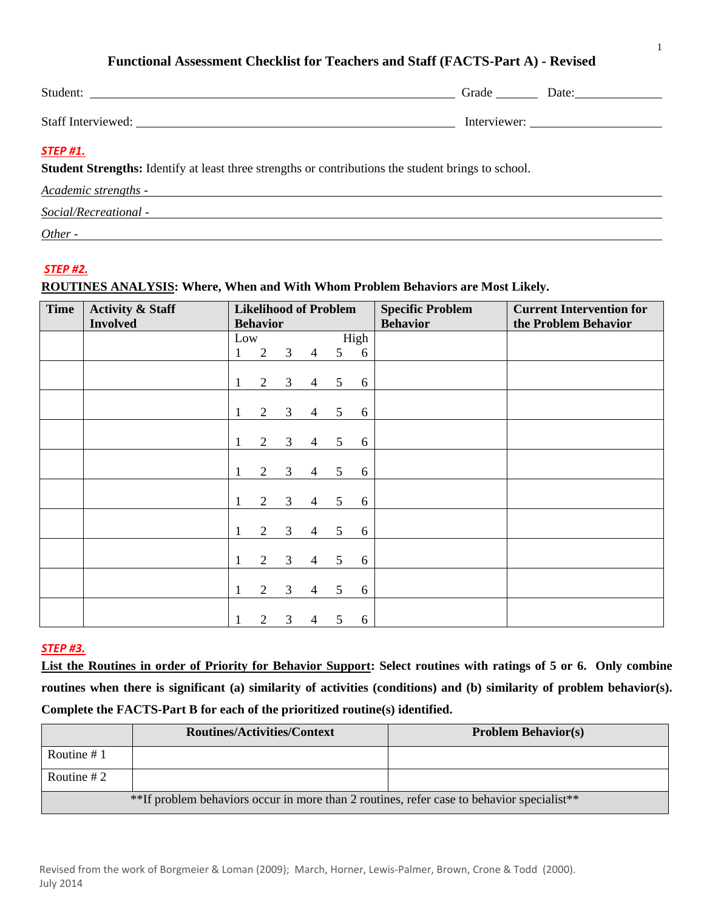# Functional Assessment Checklist for Teachers and Staff (FACTS-Part A) - Revised

Student: ______________________________ Grade _______ Date: ____________

Staff Interviewed: ______________________________ Interviewer: ____________________

***STEP #1.***

**Student Strengths:** Identify at least three strengths or contributions the student brings to school.

*Academic strengths -* ______________________________

*Social/Recreational -* ______________________________

*Other -* ______________________________

***STEP #2.***

**<u>ROUTINES ANALYSIS</u>: Where, When and With Whom Problem Behaviors are Most Likely.**

| Time | Activity & Staff Involved | Likelihood of Problem Behavior | Specific Problem Behavior | Current Intervention for the Problem Behavior |
|---|---|---|---|---|
| | | Low High<br>1 2 3 4 5 6 | | |
| | | 1 2 3 4 5 6 | | |
| | | 1 2 3 4 5 6 | | |
| | | 1 2 3 4 5 6 | | |
| | | 1 2 3 4 5 6 | | |
| | | 1 2 3 4 5 6 | | |
| | | 1 2 3 4 5 6 | | |
| | | 1 2 3 4 5 6 | | |
| | | 1 2 3 4 5 6 | | |
| | | 1 2 3 4 5 6 | | |

***STEP #3.***

**<u>List the Routines in order of Priority for Behavior Support</u>: Select routines with ratings of 5 or 6. Only combine routines when there is significant (a) similarity of activities (conditions) and (b) similarity of problem behavior(s). Complete the FACTS-Part B for each of the prioritized routine(s) identified.**

| | Routines/Activities/Context | Problem Behavior(s) |
|---|---|---|
| Routine # 1 | | |
| Routine # 2 | | |
| **If problem behaviors occur in more than 2 routines, refer case to behavior specialist** | | |

Revised from the work of Borgmeier & Loman (2009); March, Horner, Lewis-Palmer, Brown, Crone & Todd (2000).
July 2014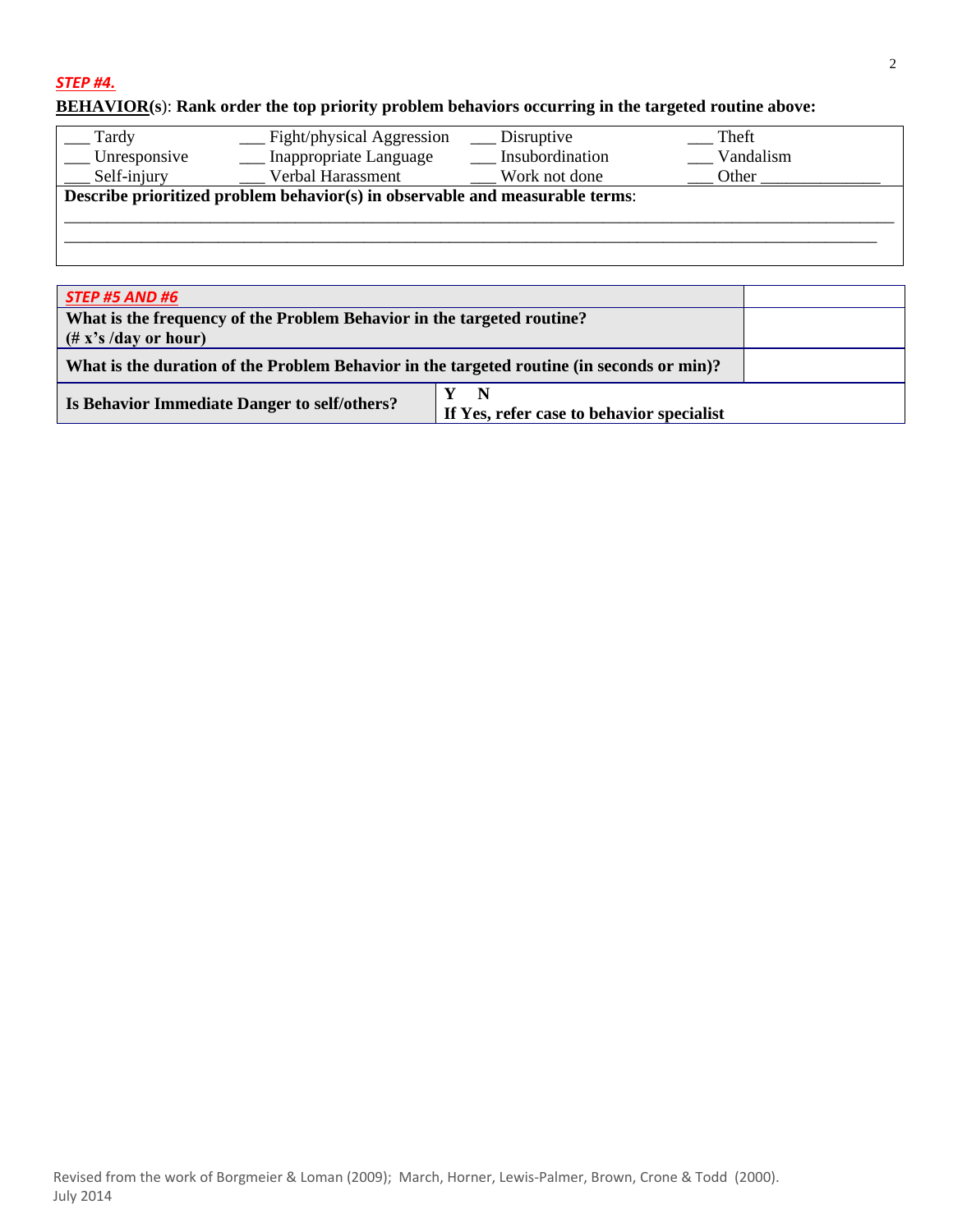***STEP #4.***

**BEHAVIOR(s): Rank order the top priority problem behaviors occurring in the targeted routine above:**

| | | | |
|---|---|---|---|
| ___ Tardy | ___ Fight/physical Aggression | ___ Disruptive | ___ Theft |
| ___ Unresponsive | ___ Inappropriate Language | ___ Insubordination | ___ Vandalism |
| ___ Self-injury | ___ Verbal Harassment | ___ Work not done | ___ Other ______________ |

**Describe prioritized problem behavior(s) in observable and measurable terms**:

_______________________________________________________________________________________________

_______________________________________________________________________________________________

| ***STEP #5 AND #6*** | | |
|---|---|---|
| **What is the frequency of the Problem Behavior in the targeted routine? (# x's /day or hour)** | | |
| **What is the duration of the Problem Behavior in the targeted routine (in seconds or min)?** | | |
| **Is Behavior Immediate Danger to self/others?** | **Y N** **If Yes, refer case to behavior specialist** | |

Revised from the work of Borgmeier & Loman (2009); March, Horner, Lewis-Palmer, Brown, Crone & Todd (2000).
July 2014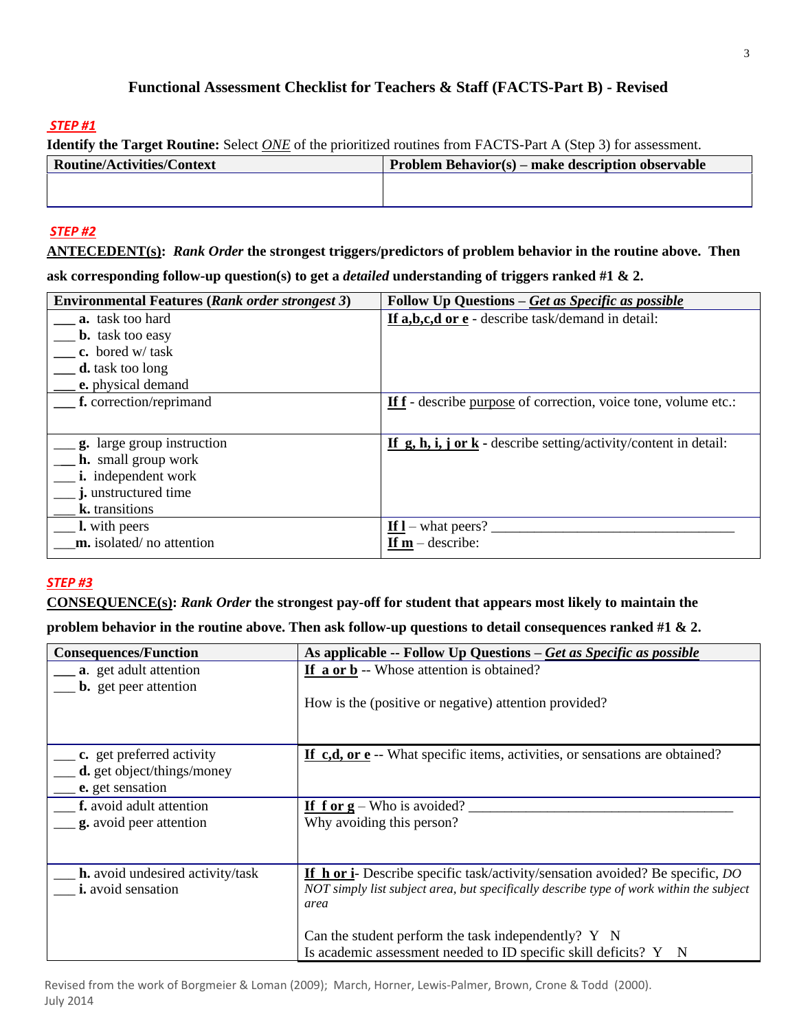# Functional Assessment Checklist for Teachers & Staff (FACTS-Part B) - Revised

***STEP #1***

**Identify the Target Routine:** Select *ONE* of the prioritized routines from FACTS-Part A (Step 3) for assessment.

| Routine/Activities/Context | Problem Behavior(s) – make description observable |
|---|---|
| | |

***STEP #2***

**ANTECEDENT(s): *Rank Order* the strongest triggers/predictors of problem behavior in the routine above. Then ask corresponding follow-up question(s) to get a *detailed* understanding of triggers ranked #1 & 2.**

| Environmental Features (*Rank order strongest 3*) | Follow Up Questions – *Get as Specific as possible* |
|---|---|
| ___ **a.** task too hard<br>___ **b.** task too easy<br>___ **c.** bored w/ task<br>___ **d.** task too long<br>___ **e.** physical demand | **If a,b,c,d or e** - describe task/demand in detail: |
| ___ **f.** correction/reprimand | **If f** - describe purpose of correction, voice tone, volume etc.: |
| ___ **g.** large group instruction<br>___ **h.** small group work<br>___ **i.** independent work<br>___ **j.** unstructured time<br>___ **k.** transitions | **If g, h, i, j or k** - describe setting/activity/content in detail: |
| ___ **l.** with peers<br>___ **m.** isolated/ no attention | **If l** – what peers? ______________________________<br>**If m** – describe: |

***STEP #3***

**CONSEQUENCE(s): *Rank Order* the strongest pay-off for student that appears most likely to maintain the problem behavior in the routine above. Then ask follow-up questions to detail consequences ranked #1 & 2.**

| Consequences/Function | As applicable -- Follow Up Questions – *Get as Specific as possible* |
|---|---|
| ___ **a.** get adult attention<br>___ **b.** get peer attention | **If a or b** -- Whose attention is obtained?<br><br>How is the (positive or negative) attention provided? |
| ___ **c.** get preferred activity<br>___ **d.** get object/things/money<br>___ **e.** get sensation | **If c,d, or e** -- What specific items, activities, or sensations are obtained? |
| ___ **f.** avoid adult attention<br>___ **g.** avoid peer attention | **If f or g** – Who is avoided? ______________________________<br>Why avoiding this person? |
| ___ **h.** avoid undesired activity/task<br>___ **i.** avoid sensation | **If h or i**- Describe specific task/activity/sensation avoided? Be specific, *DO NOT simply list subject area, but specifically describe type of work within the subject area*<br><br>Can the student perform the task independently? Y N<br>Is academic assessment needed to ID specific skill deficits? Y N |

Revised from the work of Borgmeier & Loman (2009); March, Horner, Lewis-Palmer, Brown, Crone & Todd (2000).
July 2014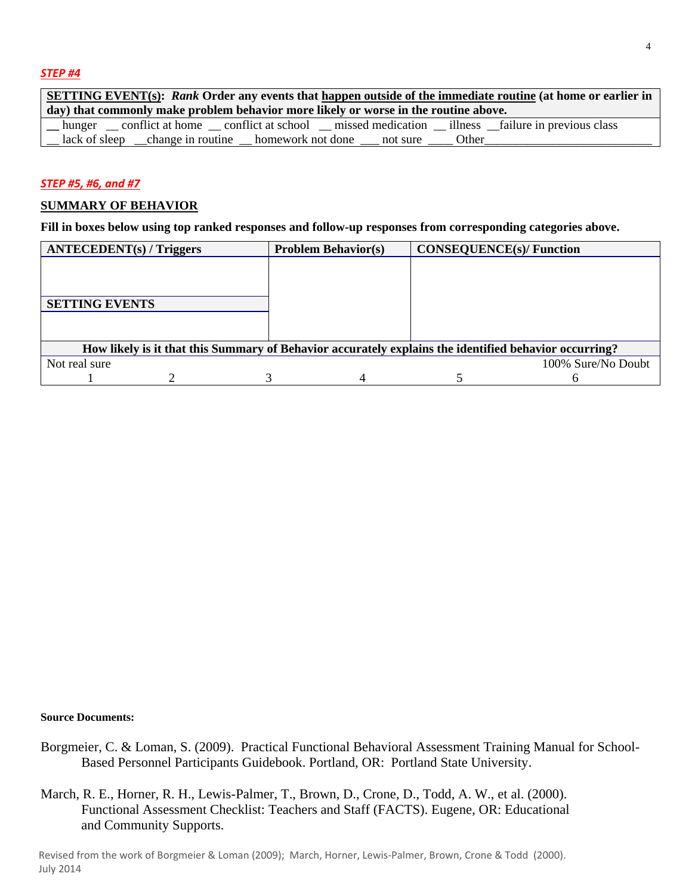***STEP #4***

| **SETTING EVENT(s):** ***Rank*** **Order any events that happen outside of the immediate routine (at home or earlier in day) that commonly make problem behavior more likely or worse in the routine above.** |
|---|
| __ hunger __ conflict at home __ conflict at school __ missed medication __ illness __failure in previous class |
| __ lack of sleep __change in routine __ homework not done ___ not sure ____ Other___________________________ |

***STEP #5, #6, and #7***

**SUMMARY OF BEHAVIOR**

**Fill in boxes below using top ranked responses and follow-up responses from corresponding categories above.**

| **ANTECEDENT(s) / Triggers** | **Problem Behavior(s)** | **CONSEQUENCE(s)/ Function** |
|---|---|---|
| | | |
| **SETTING EVENTS** | | |
| | | |

| **How likely is it that this Summary of Behavior accurately explains the identified behavior occurring?** | | | | | |
|---|---|---|---|---|---|
| Not real sure | | | | | 100% Sure/No Doubt |
| 1 | 2 | 3 | 4 | 5 | 6 |

**Source Documents:**

Borgmeier, C. & Loman, S. (2009). Practical Functional Behavioral Assessment Training Manual for School-Based Personnel Participants Guidebook. Portland, OR: Portland State University.

March, R. E., Horner, R. H., Lewis-Palmer, T., Brown, D., Crone, D., Todd, A. W., et al. (2000). Functional Assessment Checklist: Teachers and Staff (FACTS). Eugene, OR: Educational and Community Supports.

Revised from the work of Borgmeier & Loman (2009); March, Horner, Lewis-Palmer, Brown, Crone & Todd (2000). July 2014